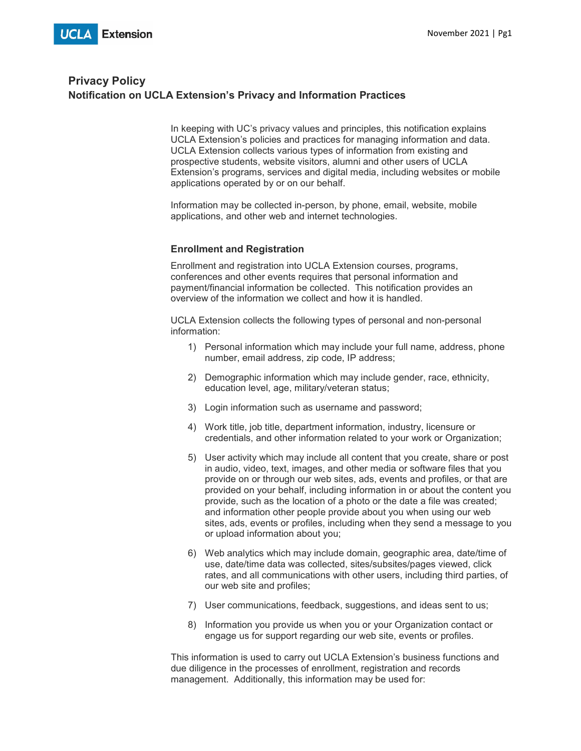# Privacy Policy

## Notification on UCLA Extension's Privacy and Information Practices

In keeping with UC's privacy values and principles, this notification explains UCLA Extension's policies and practices for managing information and data. UCLA Extension collects various types of information from existing and prospective students, website visitors, alumni and other users of UCLA Extension's programs, services and digital media, including websites or mobile applications operated by or on our behalf.

Information may be collected in-person, by phone, email, website, mobile applications, and other web and internet technologies.

### Enrollment and Registration

Enrollment and registration into UCLA Extension courses, programs, conferences and other events requires that personal information and payment/financial information be collected. This notification provides an overview of the information we collect and how it is handled.

UCLA Extension collects the following types of personal and non-personal information:

1) Personal information which may include your full name, address, phone number, email address, zip code, IP address;
2) Demographic information which may include gender, race, ethnicity, education level, age, military/veteran status;
3) Login information such as username and password;
4) Work title, job title, department information, industry, licensure or credentials, and other information related to your work or Organization;
5) User activity which may include all content that you create, share or post in audio, video, text, images, and other media or software files that you provide on or through our web sites, ads, events and profiles, or that are provided on your behalf, including information in or about the content you provide, such as the location of a photo or the date a file was created; and information other people provide about you when using our web sites, ads, events or profiles, including when they send a message to you or upload information about you;
6) Web analytics which may include domain, geographic area, date/time of use, date/time data was collected, sites/subsites/pages viewed, click rates, and all communications with other users, including third parties, of our web site and profiles;
7) User communications, feedback, suggestions, and ideas sent to us;
8) Information you provide us when you or your Organization contact or engage us for support regarding our web site, events or profiles.

This information is used to carry out UCLA Extension's business functions and due diligence in the processes of enrollment, registration and records management. Additionally, this information may be used for: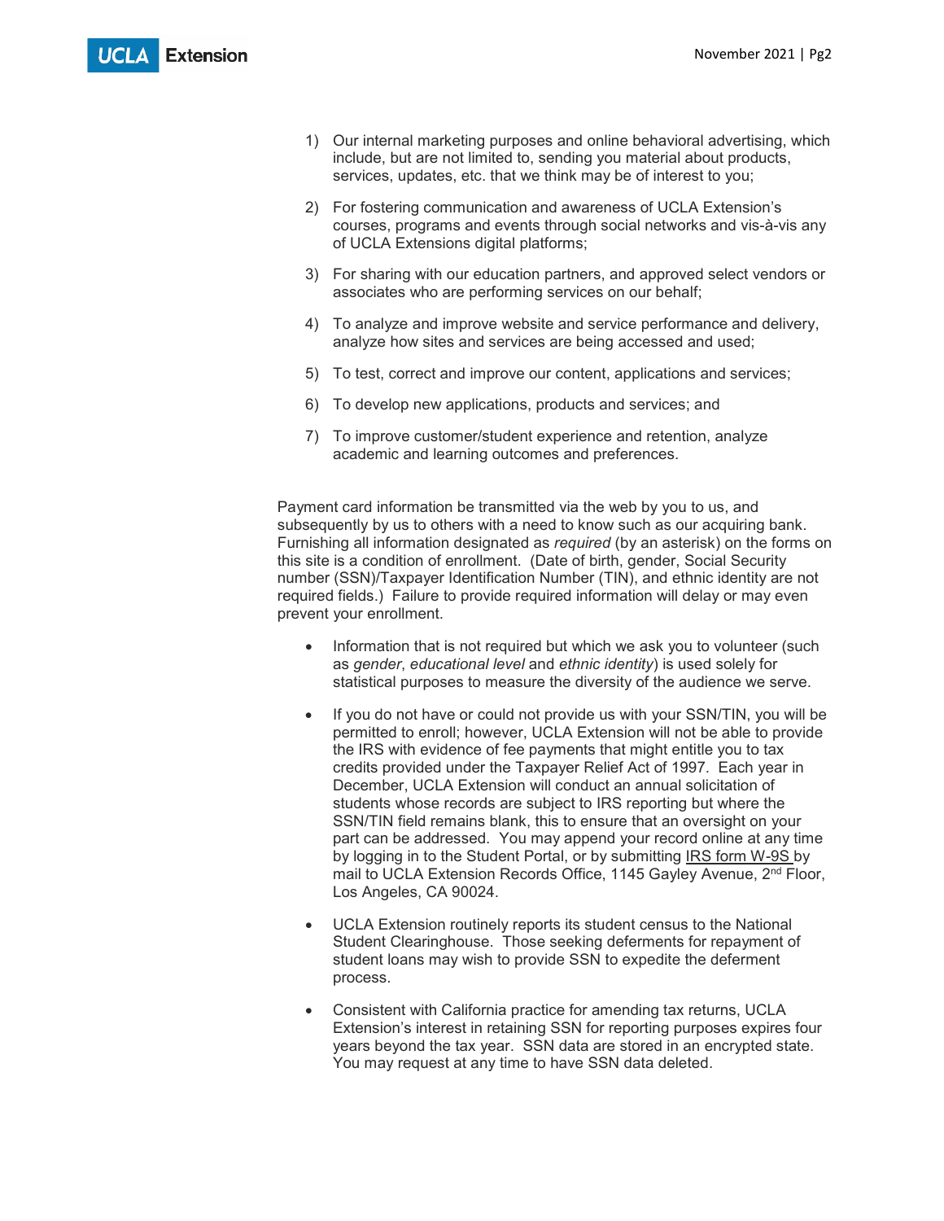1) Our internal marketing purposes and online behavioral advertising, which include, but are not limited to, sending you material about products, services, updates, etc. that we think may be of interest to you;

2) For fostering communication and awareness of UCLA Extension's courses, programs and events through social networks and vis-à-vis any of UCLA Extensions digital platforms;

3) For sharing with our education partners, and approved select vendors or associates who are performing services on our behalf;

4) To analyze and improve website and service performance and delivery, analyze how sites and services are being accessed and used;

5) To test, correct and improve our content, applications and services;

6) To develop new applications, products and services; and

7) To improve customer/student experience and retention, analyze academic and learning outcomes and preferences.

Payment card information be transmitted via the web by you to us, and subsequently by us to others with a need to know such as our acquiring bank. Furnishing all information designated as *required* (by an asterisk) on the forms on this site is a condition of enrollment. (Date of birth, gender, Social Security number (SSN)/Taxpayer Identification Number (TIN), and ethnic identity are not required fields.) Failure to provide required information will delay or may even prevent your enrollment.

- Information that is not required but which we ask you to volunteer (such as *gender*, *educational level* and *ethnic identity*) is used solely for statistical purposes to measure the diversity of the audience we serve.

- If you do not have or could not provide us with your SSN/TIN, you will be permitted to enroll; however, UCLA Extension will not be able to provide the IRS with evidence of fee payments that might entitle you to tax credits provided under the Taxpayer Relief Act of 1997. Each year in December, UCLA Extension will conduct an annual solicitation of students whose records are subject to IRS reporting but where the SSN/TIN field remains blank, this to ensure that an oversight on your part can be addressed. You may append your record online at any time by logging in to the Student Portal, or by submitting IRS form W-9S by mail to UCLA Extension Records Office, 1145 Gayley Avenue, 2nd Floor, Los Angeles, CA 90024.

- UCLA Extension routinely reports its student census to the National Student Clearinghouse. Those seeking deferments for repayment of student loans may wish to provide SSN to expedite the deferment process.

- Consistent with California practice for amending tax returns, UCLA Extension's interest in retaining SSN for reporting purposes expires four years beyond the tax year. SSN data are stored in an encrypted state. You may request at any time to have SSN data deleted.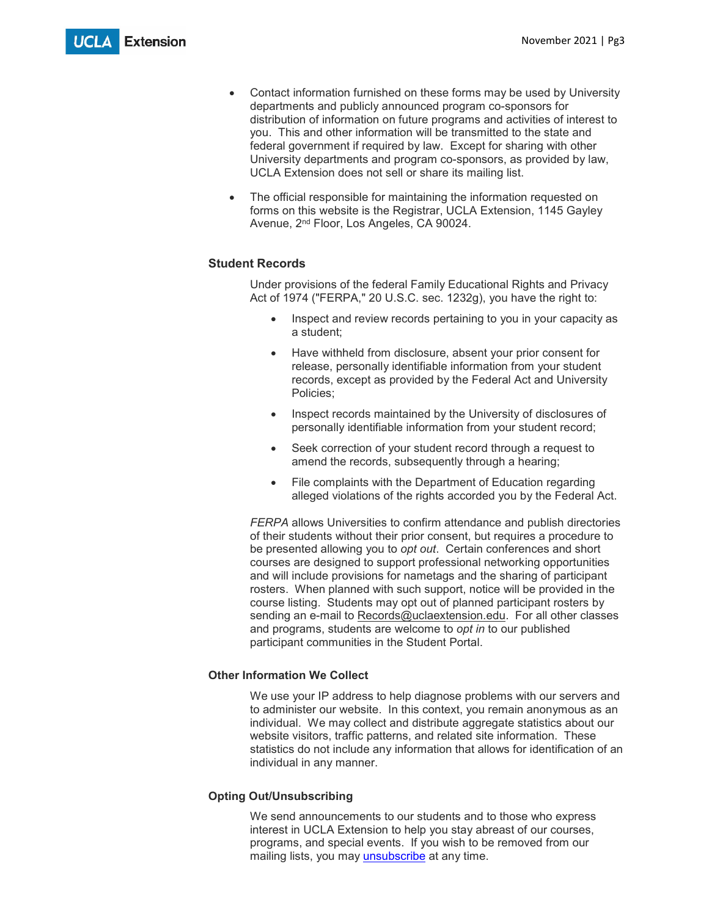- Contact information furnished on these forms may be used by University departments and publicly announced program co-sponsors for distribution of information on future programs and activities of interest to you. This and other information will be transmitted to the state and federal government if required by law. Except for sharing with other University departments and program co-sponsors, as provided by law, UCLA Extension does not sell or share its mailing list.

- The official responsible for maintaining the information requested on forms on this website is the Registrar, UCLA Extension, 1145 Gayley Avenue, 2nd Floor, Los Angeles, CA 90024.

### Student Records

Under provisions of the federal Family Educational Rights and Privacy Act of 1974 ("FERPA," 20 U.S.C. sec. 1232g), you have the right to:

- Inspect and review records pertaining to you in your capacity as a student;
- Have withheld from disclosure, absent your prior consent for release, personally identifiable information from your student records, except as provided by the Federal Act and University Policies;
- Inspect records maintained by the University of disclosures of personally identifiable information from your student record;
- Seek correction of your student record through a request to amend the records, subsequently through a hearing;
- File complaints with the Department of Education regarding alleged violations of the rights accorded you by the Federal Act.

*FERPA* allows Universities to confirm attendance and publish directories of their students without their prior consent, but requires a procedure to be presented allowing you to *opt out*. Certain conferences and short courses are designed to support professional networking opportunities and will include provisions for nametags and the sharing of participant rosters. When planned with such support, notice will be provided in the course listing. Students may opt out of planned participant rosters by sending an e-mail to Records@uclaextension.edu. For all other classes and programs, students are welcome to *opt in* to our published participant communities in the Student Portal.

### Other Information We Collect

We use your IP address to help diagnose problems with our servers and to administer our website. In this context, you remain anonymous as an individual. We may collect and distribute aggregate statistics about our website visitors, traffic patterns, and related site information. These statistics do not include any information that allows for identification of an individual in any manner.

### Opting Out/Unsubscribing

We send announcements to our students and to those who express interest in UCLA Extension to help you stay abreast of our courses, programs, and special events. If you wish to be removed from our mailing lists, you may unsubscribe at any time.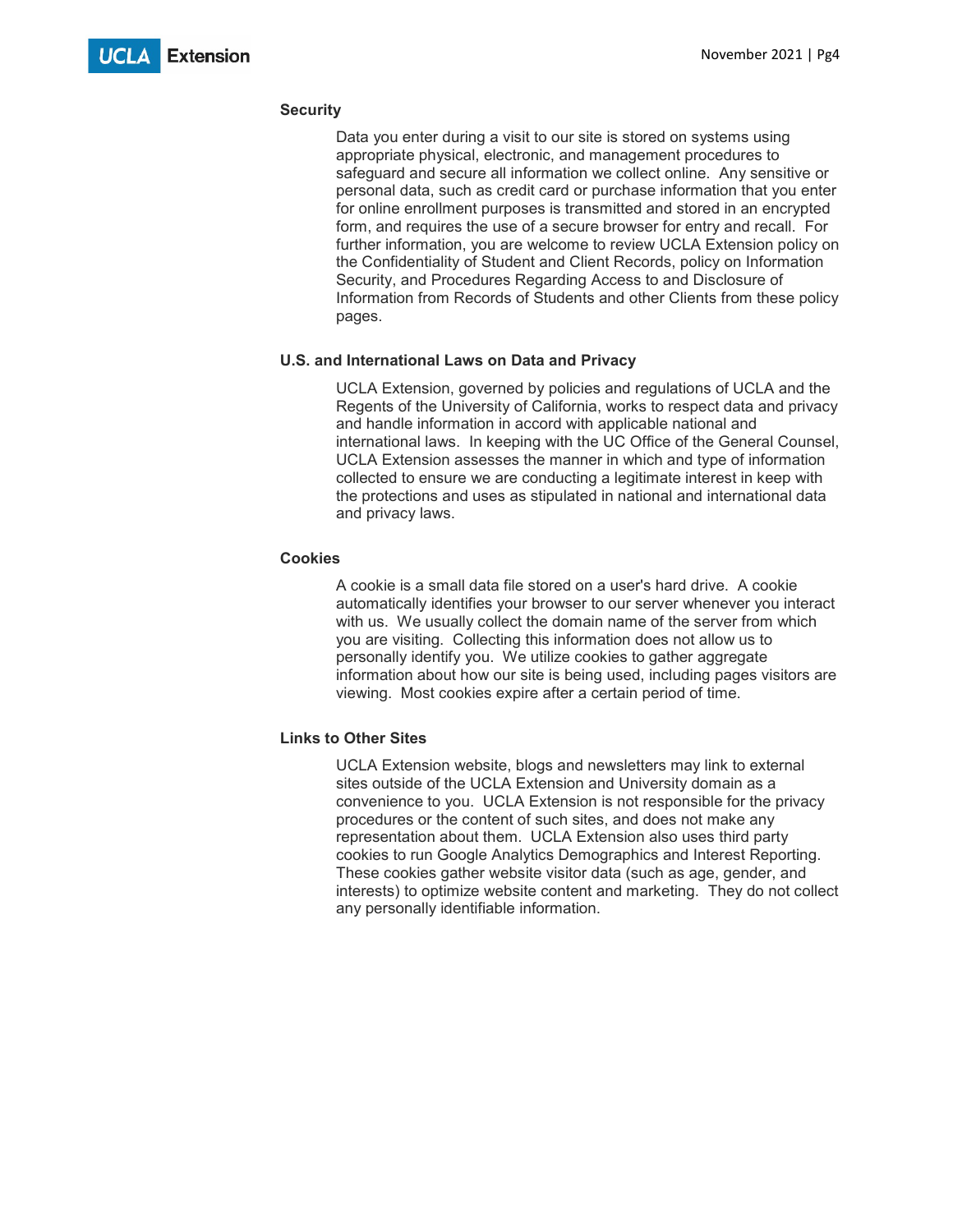### Security

Data you enter during a visit to our site is stored on systems using appropriate physical, electronic, and management procedures to safeguard and secure all information we collect online. Any sensitive or personal data, such as credit card or purchase information that you enter for online enrollment purposes is transmitted and stored in an encrypted form, and requires the use of a secure browser for entry and recall. For further information, you are welcome to review UCLA Extension policy on the Confidentiality of Student and Client Records, policy on Information Security, and Procedures Regarding Access to and Disclosure of Information from Records of Students and other Clients from these policy pages.

### U.S. and International Laws on Data and Privacy

UCLA Extension, governed by policies and regulations of UCLA and the Regents of the University of California, works to respect data and privacy and handle information in accord with applicable national and international laws. In keeping with the UC Office of the General Counsel, UCLA Extension assesses the manner in which and type of information collected to ensure we are conducting a legitimate interest in keep with the protections and uses as stipulated in national and international data and privacy laws.

### Cookies

A cookie is a small data file stored on a user's hard drive. A cookie automatically identifies your browser to our server whenever you interact with us. We usually collect the domain name of the server from which you are visiting. Collecting this information does not allow us to personally identify you. We utilize cookies to gather aggregate information about how our site is being used, including pages visitors are viewing. Most cookies expire after a certain period of time.

### Links to Other Sites

UCLA Extension website, blogs and newsletters may link to external sites outside of the UCLA Extension and University domain as a convenience to you. UCLA Extension is not responsible for the privacy procedures or the content of such sites, and does not make any representation about them. UCLA Extension also uses third party cookies to run Google Analytics Demographics and Interest Reporting. These cookies gather website visitor data (such as age, gender, and interests) to optimize website content and marketing. They do not collect any personally identifiable information.